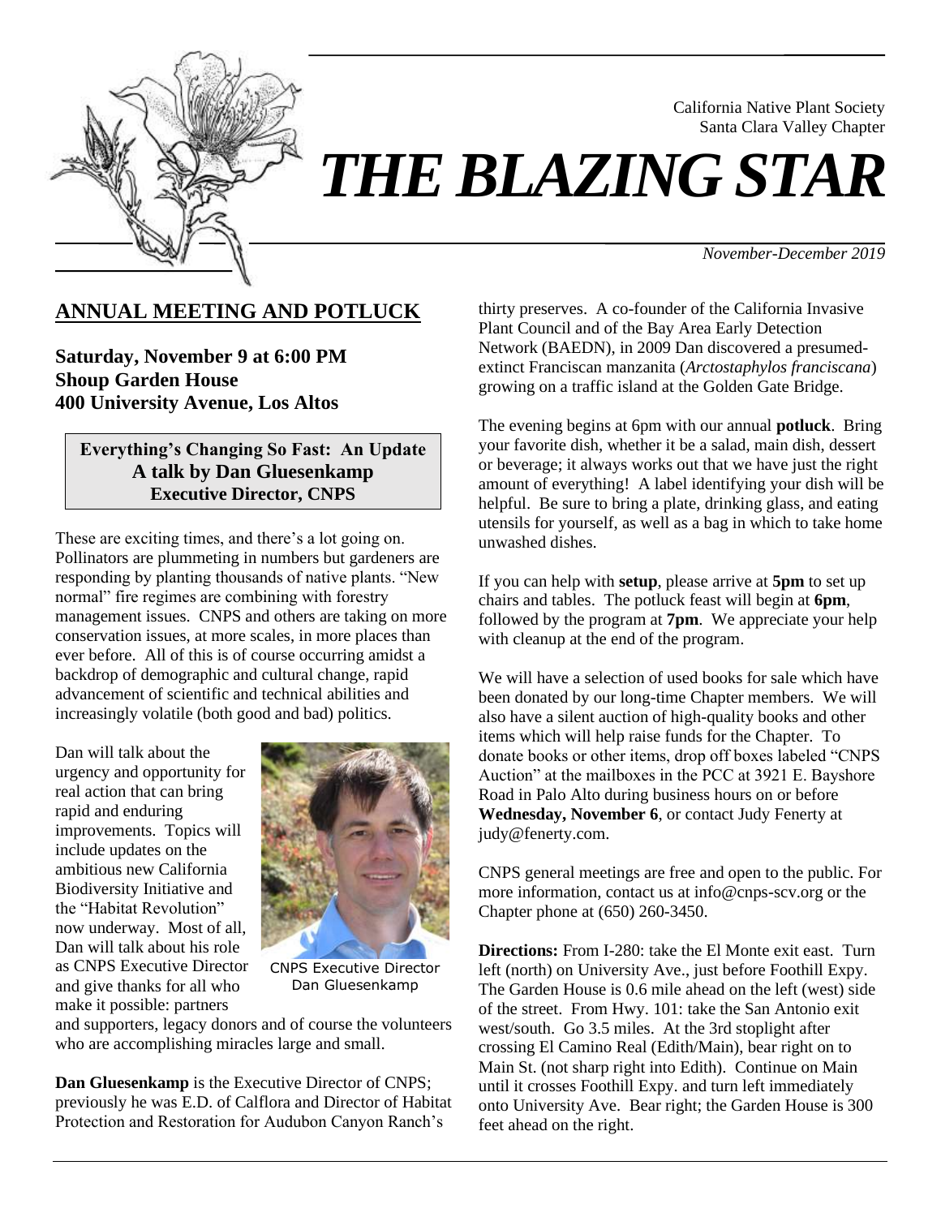California Native Plant Society
Santa Clara Valley Chapter

# *THE BLAZING STAR*

*November-December 2019*

## ANNUAL MEETING AND POTLUCK

**Saturday, November 9 at 6:00 PM**
**Shoup Garden House**
**400 University Avenue, Los Altos**

**Everything's Changing So Fast: An Update**
**A talk by Dan Gluesenkamp**
**Executive Director, CNPS**

These are exciting times, and there's a lot going on. Pollinators are plummeting in numbers but gardeners are responding by planting thousands of native plants. "New normal" fire regimes are combining with forestry management issues. CNPS and others are taking on more conservation issues, at more scales, in more places than ever before. All of this is of course occurring amidst a backdrop of demographic and cultural change, rapid advancement of scientific and technical abilities and increasingly volatile (both good and bad) politics.

Dan will talk about the urgency and opportunity for real action that can bring rapid and enduring improvements. Topics will include updates on the ambitious new California Biodiversity Initiative and the "Habitat Revolution" now underway. Most of all, Dan will talk about his role as CNPS Executive Director and give thanks for all who make it possible: partners and supporters, legacy donors and of course the volunteers who are accomplishing miracles large and small.

CNPS Executive Director Dan Gluesenkamp

**Dan Gluesenkamp** is the Executive Director of CNPS; previously he was E.D. of Calflora and Director of Habitat Protection and Restoration for Audubon Canyon Ranch's thirty preserves. A co-founder of the California Invasive Plant Council and of the Bay Area Early Detection Network (BAEDN), in 2009 Dan discovered a presumed-extinct Franciscan manzanita (*Arctostaphylos franciscana*) growing on a traffic island at the Golden Gate Bridge.

The evening begins at 6pm with our annual **potluck**. Bring your favorite dish, whether it be a salad, main dish, dessert or beverage; it always works out that we have just the right amount of everything! A label identifying your dish will be helpful. Be sure to bring a plate, drinking glass, and eating utensils for yourself, as well as a bag in which to take home unwashed dishes.

If you can help with **setup**, please arrive at **5pm** to set up chairs and tables. The potluck feast will begin at **6pm**, followed by the program at **7pm**. We appreciate your help with cleanup at the end of the program.

We will have a selection of used books for sale which have been donated by our long-time Chapter members. We will also have a silent auction of high-quality books and other items which will help raise funds for the Chapter. To donate books or other items, drop off boxes labeled "CNPS Auction" at the mailboxes in the PCC at 3921 E. Bayshore Road in Palo Alto during business hours on or before **Wednesday, November 6**, or contact Judy Fenerty at judy@fenerty.com.

CNPS general meetings are free and open to the public. For more information, contact us at info@cnps-scv.org or the Chapter phone at (650) 260-3450.

**Directions:** From I-280: take the El Monte exit east. Turn left (north) on University Ave., just before Foothill Expy. The Garden House is 0.6 mile ahead on the left (west) side of the street. From Hwy. 101: take the San Antonio exit west/south. Go 3.5 miles. At the 3rd stoplight after crossing El Camino Real (Edith/Main), bear right on to Main St. (not sharp right into Edith). Continue on Main until it crosses Foothill Expy. and turn left immediately onto University Ave. Bear right; the Garden House is 300 feet ahead on the right.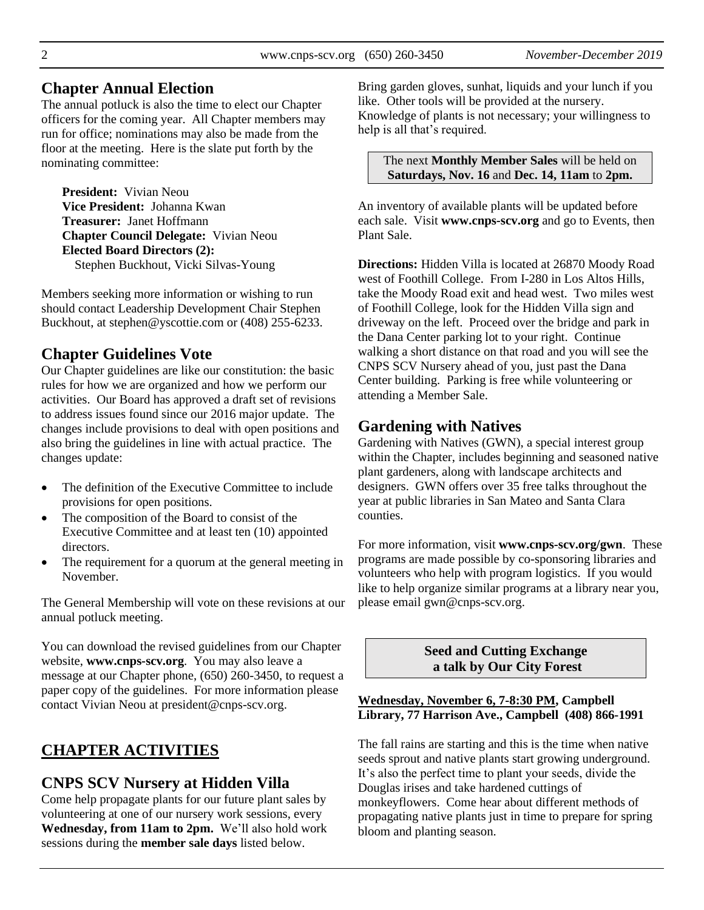## Chapter Annual Election

The annual potluck is also the time to elect our Chapter officers for the coming year. All Chapter members may run for office; nominations may also be made from the floor at the meeting. Here is the slate put forth by the nominating committee:

**President:** Vivian Neou
**Vice President:** Johanna Kwan
**Treasurer:** Janet Hoffmann
**Chapter Council Delegate:** Vivian Neou
**Elected Board Directors (2):**
Stephen Buckhout, Vicki Silvas-Young

Members seeking more information or wishing to run should contact Leadership Development Chair Stephen Buckhout, at stephen@yscottie.com or (408) 255-6233.

## Chapter Guidelines Vote

Our Chapter guidelines are like our constitution: the basic rules for how we are organized and how we perform our activities. Our Board has approved a draft set of revisions to address issues found since our 2016 major update. The changes include provisions to deal with open positions and also bring the guidelines in line with actual practice. The changes update:

- The definition of the Executive Committee to include provisions for open positions.
- The composition of the Board to consist of the Executive Committee and at least ten (10) appointed directors.
- The requirement for a quorum at the general meeting in November.

The General Membership will vote on these revisions at our annual potluck meeting.

You can download the revised guidelines from our Chapter website, **www.cnps-scv.org**. You may also leave a message at our Chapter phone, (650) 260-3450, to request a paper copy of the guidelines. For more information please contact Vivian Neou at president@cnps-scv.org.

# CHAPTER ACTIVITIES

## CNPS SCV Nursery at Hidden Villa

Come help propagate plants for our future plant sales by volunteering at one of our nursery work sessions, every **Wednesday, from 11am to 2pm.** We'll also hold work sessions during the **member sale days** listed below.

Bring garden gloves, sunhat, liquids and your lunch if you like. Other tools will be provided at the nursery. Knowledge of plants is not necessary; your willingness to help is all that's required.

The next **Monthly Member Sales** will be held on **Saturdays, Nov. 16** and **Dec. 14, 11am** to **2pm.**

An inventory of available plants will be updated before each sale. Visit **www.cnps-scv.org** and go to Events, then Plant Sale.

**Directions:** Hidden Villa is located at 26870 Moody Road west of Foothill College. From I-280 in Los Altos Hills, take the Moody Road exit and head west. Two miles west of Foothill College, look for the Hidden Villa sign and driveway on the left. Proceed over the bridge and park in the Dana Center parking lot to your right. Continue walking a short distance on that road and you will see the CNPS SCV Nursery ahead of you, just past the Dana Center building. Parking is free while volunteering or attending a Member Sale.

## Gardening with Natives

Gardening with Natives (GWN), a special interest group within the Chapter, includes beginning and seasoned native plant gardeners, along with landscape architects and designers. GWN offers over 35 free talks throughout the year at public libraries in San Mateo and Santa Clara counties.

For more information, visit **www.cnps-scv.org/gwn**. These programs are made possible by co-sponsoring libraries and volunteers who help with program logistics. If you would like to help organize similar programs at a library near you, please email gwn@cnps-scv.org.

### Seed and Cutting Exchange
### a talk by Our City Forest

**Wednesday, November 6, 7-8:30 PM, Campbell Library, 77 Harrison Ave., Campbell (408) 866-1991**

The fall rains are starting and this is the time when native seeds sprout and native plants start growing underground. It's also the perfect time to plant your seeds, divide the Douglas irises and take hardened cuttings of monkeyflowers. Come hear about different methods of propagating native plants just in time to prepare for spring bloom and planting season.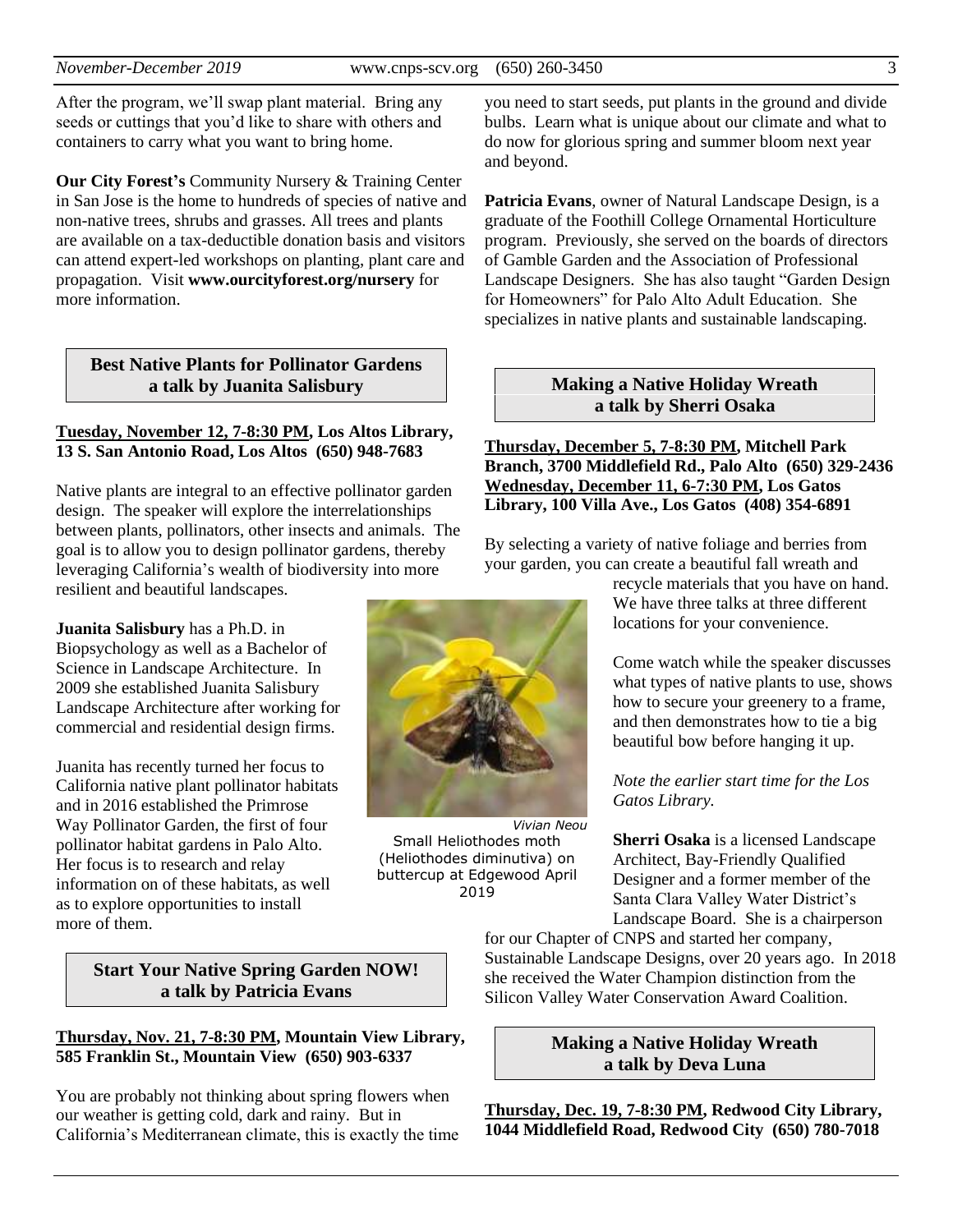After the program, we'll swap plant material. Bring any seeds or cuttings that you'd like to share with others and containers to carry what you want to bring home.

**Our City Forest's** Community Nursery & Training Center in San Jose is the home to hundreds of species of native and non-native trees, shrubs and grasses. All trees and plants are available on a tax-deductible donation basis and visitors can attend expert-led workshops on planting, plant care and propagation. Visit **www.ourcityforest.org/nursery** for more information.

## Best Native Plants for Pollinator Gardens a talk by Juanita Salisbury

**Tuesday, November 12, 7-8:30 PM, Los Altos Library, 13 S. San Antonio Road, Los Altos (650) 948-7683**

Native plants are integral to an effective pollinator garden design. The speaker will explore the interrelationships between plants, pollinators, other insects and animals. The goal is to allow you to design pollinator gardens, thereby leveraging California's wealth of biodiversity into more resilient and beautiful landscapes.

**Juanita Salisbury** has a Ph.D. in Biopsychology as well as a Bachelor of Science in Landscape Architecture. In 2009 she established Juanita Salisbury Landscape Architecture after working for commercial and residential design firms.

Juanita has recently turned her focus to California native plant pollinator habitats and in 2016 established the Primrose Way Pollinator Garden, the first of four pollinator habitat gardens in Palo Alto. Her focus is to research and relay information on of these habitats, as well as to explore opportunities to install more of them.

*Vivian Neou*

Small Heliothodes moth (Heliothodes diminutiva) on buttercup at Edgewood April 2019

## Start Your Native Spring Garden NOW! a talk by Patricia Evans

**Thursday, Nov. 21, 7-8:30 PM, Mountain View Library, 585 Franklin St., Mountain View (650) 903-6337**

You are probably not thinking about spring flowers when our weather is getting cold, dark and rainy. But in California's Mediterranean climate, this is exactly the time you need to start seeds, put plants in the ground and divide bulbs. Learn what is unique about our climate and what to do now for glorious spring and summer bloom next year and beyond.

**Patricia Evans**, owner of Natural Landscape Design, is a graduate of the Foothill College Ornamental Horticulture program. Previously, she served on the boards of directors of Gamble Garden and the Association of Professional Landscape Designers. She has also taught "Garden Design for Homeowners" for Palo Alto Adult Education. She specializes in native plants and sustainable landscaping.

## Making a Native Holiday Wreath a talk by Sherri Osaka

**Thursday, December 5, 7-8:30 PM, Mitchell Park Branch, 3700 Middlefield Rd., Palo Alto (650) 329-2436**
**Wednesday, December 11, 6-7:30 PM, Los Gatos Library, 100 Villa Ave., Los Gatos (408) 354-6891**

By selecting a variety of native foliage and berries from your garden, you can create a beautiful fall wreath and recycle materials that you have on hand. We have three talks at three different locations for your convenience.

Come watch while the speaker discusses what types of native plants to use, shows how to secure your greenery to a frame, and then demonstrates how to tie a big beautiful bow before hanging it up.

*Note the earlier start time for the Los Gatos Library.*

**Sherri Osaka** is a licensed Landscape Architect, Bay-Friendly Qualified Designer and a former member of the Santa Clara Valley Water District's Landscape Board. She is a chairperson for our Chapter of CNPS and started her company, Sustainable Landscape Designs, over 20 years ago. In 2018 she received the Water Champion distinction from the Silicon Valley Water Conservation Award Coalition.

## Making a Native Holiday Wreath a talk by Deva Luna

**Thursday, Dec. 19, 7-8:30 PM, Redwood City Library, 1044 Middlefield Road, Redwood City (650) 780-7018**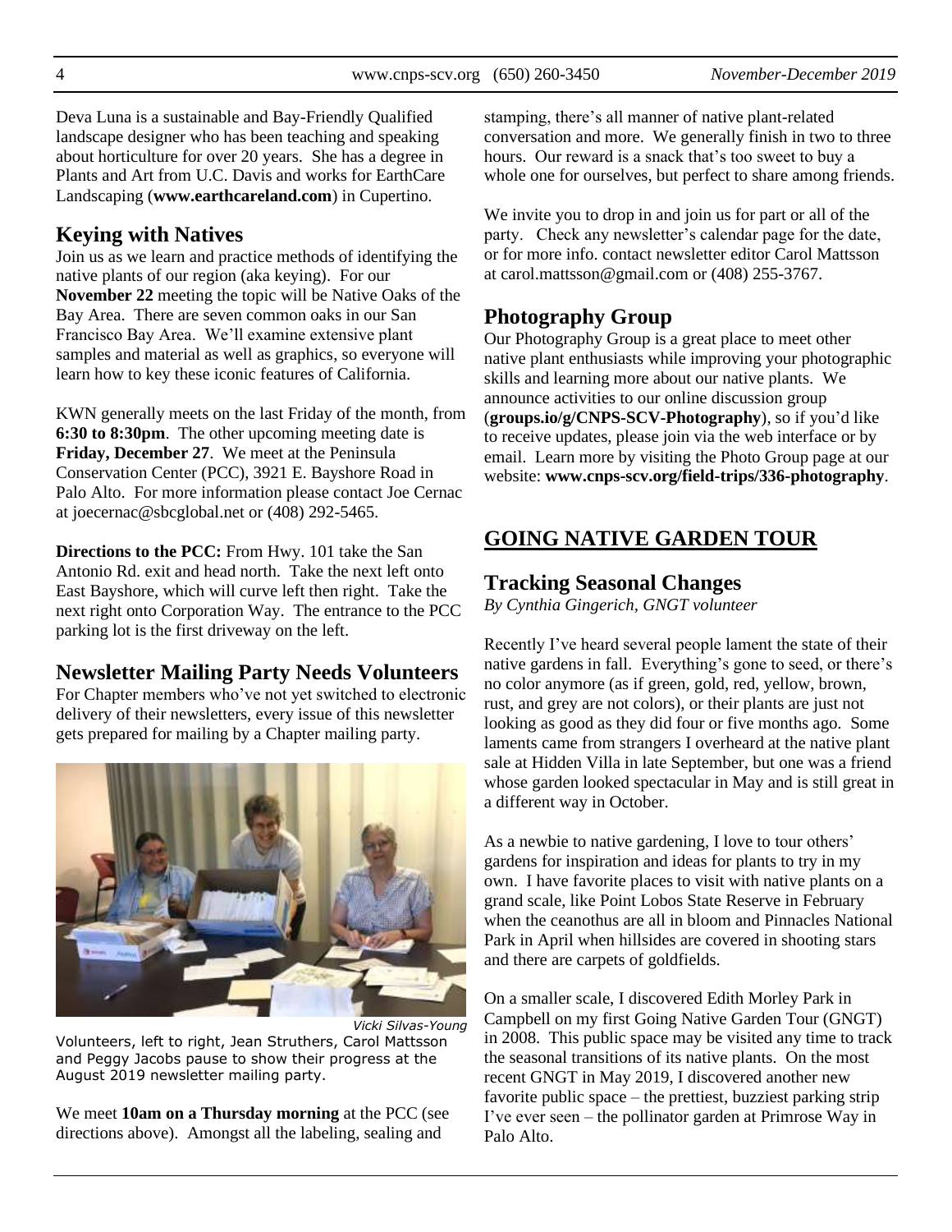Deva Luna is a sustainable and Bay-Friendly Qualified landscape designer who has been teaching and speaking about horticulture for over 20 years. She has a degree in Plants and Art from U.C. Davis and works for EarthCare Landscaping (**www.earthcareland.com**) in Cupertino.

## Keying with Natives

Join us as we learn and practice methods of identifying the native plants of our region (aka keying). For our **November 22** meeting the topic will be Native Oaks of the Bay Area. There are seven common oaks in our San Francisco Bay Area. We'll examine extensive plant samples and material as well as graphics, so everyone will learn how to key these iconic features of California.

KWN generally meets on the last Friday of the month, from **6:30 to 8:30pm**. The other upcoming meeting date is **Friday, December 27**. We meet at the Peninsula Conservation Center (PCC), 3921 E. Bayshore Road in Palo Alto. For more information please contact Joe Cernac at joecernac@sbcglobal.net or (408) 292-5465.

**Directions to the PCC:** From Hwy. 101 take the San Antonio Rd. exit and head north. Take the next left onto East Bayshore, which will curve left then right. Take the next right onto Corporation Way. The entrance to the PCC parking lot is the first driveway on the left.

## Newsletter Mailing Party Needs Volunteers

For Chapter members who've not yet switched to electronic delivery of their newsletters, every issue of this newsletter gets prepared for mailing by a Chapter mailing party.

*Vicki Silvas-Young*

Volunteers, left to right, Jean Struthers, Carol Mattsson and Peggy Jacobs pause to show their progress at the August 2019 newsletter mailing party.

We meet **10am on a Thursday morning** at the PCC (see directions above). Amongst all the labeling, sealing and stamping, there's all manner of native plant-related conversation and more. We generally finish in two to three hours. Our reward is a snack that's too sweet to buy a whole one for ourselves, but perfect to share among friends.

We invite you to drop in and join us for part or all of the party. Check any newsletter's calendar page for the date, or for more info. contact newsletter editor Carol Mattsson at carol.mattsson@gmail.com or (408) 255-3767.

## Photography Group

Our Photography Group is a great place to meet other native plant enthusiasts while improving your photographic skills and learning more about our native plants. We announce activities to our online discussion group (**groups.io/g/CNPS-SCV-Photography**), so if you'd like to receive updates, please join via the web interface or by email. Learn more by visiting the Photo Group page at our website: **www.cnps-scv.org/field-trips/336-photography**.

# GOING NATIVE GARDEN TOUR

## Tracking Seasonal Changes

*By Cynthia Gingerich, GNGT volunteer*

Recently I've heard several people lament the state of their native gardens in fall. Everything's gone to seed, or there's no color anymore (as if green, gold, red, yellow, brown, rust, and grey are not colors), or their plants are just not looking as good as they did four or five months ago. Some laments came from strangers I overheard at the native plant sale at Hidden Villa in late September, but one was a friend whose garden looked spectacular in May and is still great in a different way in October.

As a newbie to native gardening, I love to tour others' gardens for inspiration and ideas for plants to try in my own. I have favorite places to visit with native plants on a grand scale, like Point Lobos State Reserve in February when the ceanothus are all in bloom and Pinnacles National Park in April when hillsides are covered in shooting stars and there are carpets of goldfields.

On a smaller scale, I discovered Edith Morley Park in Campbell on my first Going Native Garden Tour (GNGT) in 2008. This public space may be visited any time to track the seasonal transitions of its native plants. On the most recent GNGT in May 2019, I discovered another new favorite public space – the prettiest, buzziest parking strip I've ever seen – the pollinator garden at Primrose Way in Palo Alto.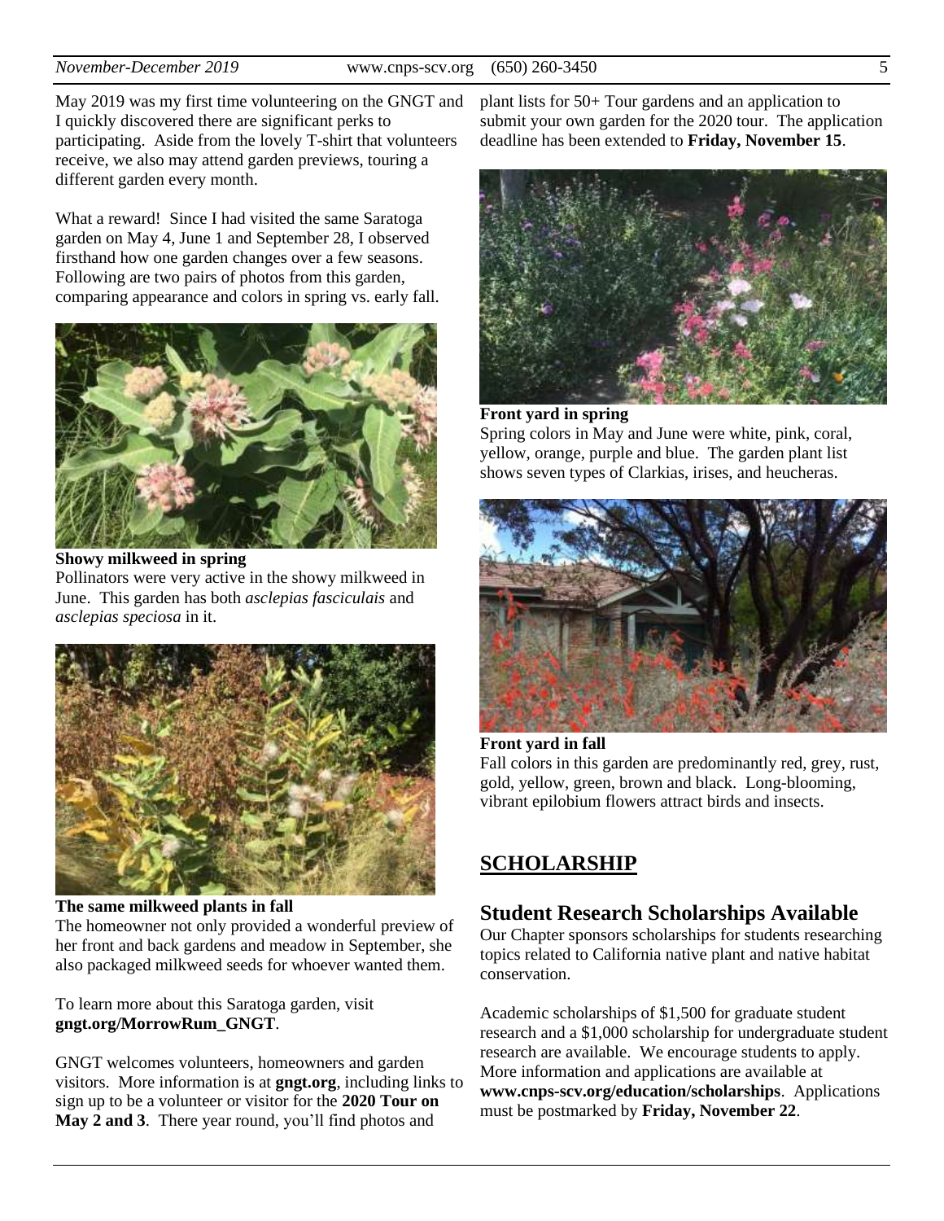May 2019 was my first time volunteering on the GNGT and I quickly discovered there are significant perks to participating. Aside from the lovely T-shirt that volunteers receive, we also may attend garden previews, touring a different garden every month.

What a reward! Since I had visited the same Saratoga garden on May 4, June 1 and September 28, I observed firsthand how one garden changes over a few seasons. Following are two pairs of photos from this garden, comparing appearance and colors in spring vs. early fall.

**Showy milkweed in spring**
Pollinators were very active in the showy milkweed in June. This garden has both *asclepias fasciculais* and *asclepias speciosa* in it.

**The same milkweed plants in fall**
The homeowner not only provided a wonderful preview of her front and back gardens and meadow in September, she also packaged milkweed seeds for whoever wanted them.

To learn more about this Saratoga garden, visit **gngt.org/MorrowRum_GNGT**.

GNGT welcomes volunteers, homeowners and garden visitors. More information is at **gngt.org**, including links to sign up to be a volunteer or visitor for the **2020 Tour on May 2 and 3**. There year round, you'll find photos and plant lists for 50+ Tour gardens and an application to submit your own garden for the 2020 tour. The application deadline has been extended to **Friday, November 15**.

**Front yard in spring**
Spring colors in May and June were white, pink, coral, yellow, orange, purple and blue. The garden plant list shows seven types of Clarkias, irises, and heucheras.

**Front yard in fall**
Fall colors in this garden are predominantly red, grey, rust, gold, yellow, green, brown and black. Long-blooming, vibrant epilobium flowers attract birds and insects.

## SCHOLARSHIP

### Student Research Scholarships Available

Our Chapter sponsors scholarships for students researching topics related to California native plant and native habitat conservation.

Academic scholarships of $1,500 for graduate student research and a $1,000 scholarship for undergraduate student research are available. We encourage students to apply. More information and applications are available at **www.cnps-scv.org/education/scholarships**. Applications must be postmarked by **Friday, November 22**.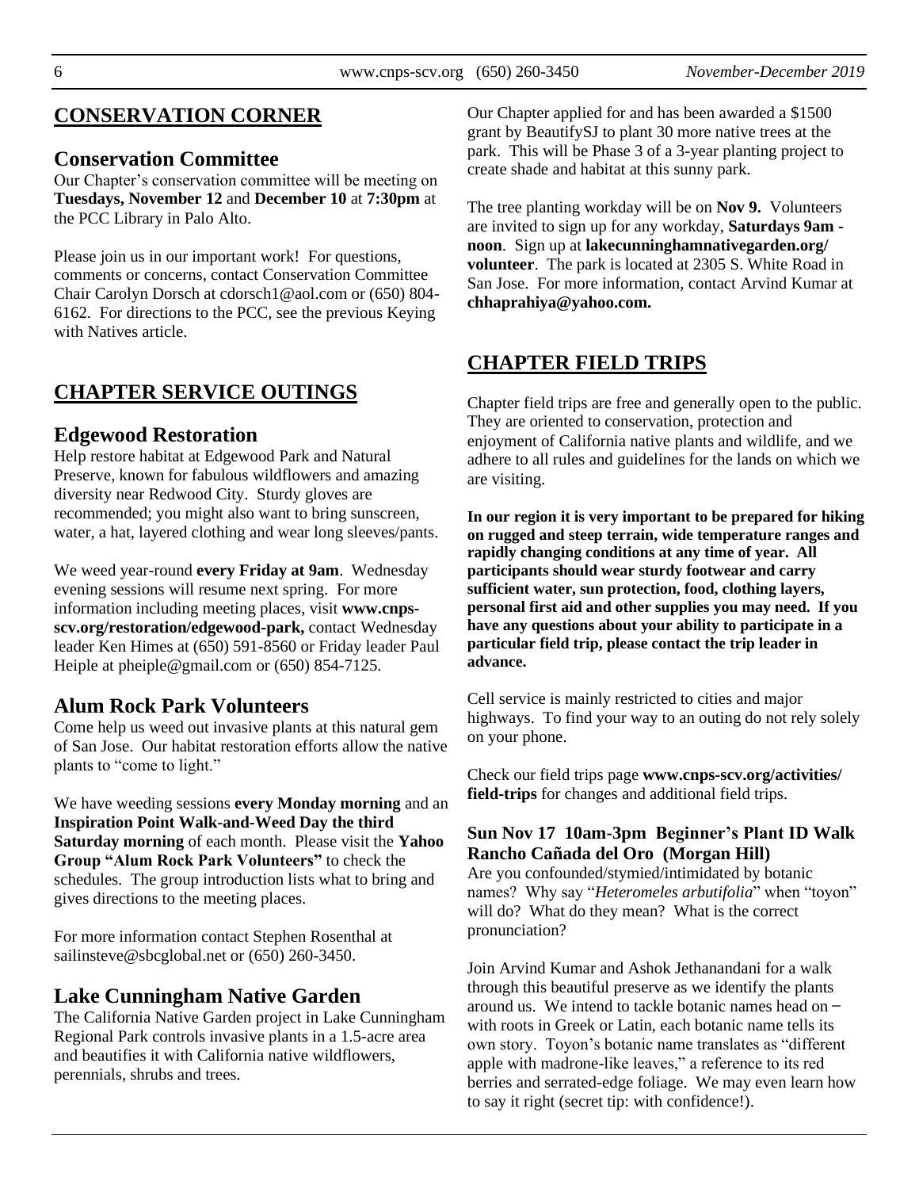## CONSERVATION CORNER

### Conservation Committee

Our Chapter's conservation committee will be meeting on **Tuesdays, November 12** and **December 10** at **7:30pm** at the PCC Library in Palo Alto.

Please join us in our important work! For questions, comments or concerns, contact Conservation Committee Chair Carolyn Dorsch at cdorsch1@aol.com or (650) 804-6162. For directions to the PCC, see the previous Keying with Natives article.

## CHAPTER SERVICE OUTINGS

### Edgewood Restoration

Help restore habitat at Edgewood Park and Natural Preserve, known for fabulous wildflowers and amazing diversity near Redwood City. Sturdy gloves are recommended; you might also want to bring sunscreen, water, a hat, layered clothing and wear long sleeves/pants.

We weed year-round **every Friday at 9am**. Wednesday evening sessions will resume next spring. For more information including meeting places, visit **www.cnps-scv.org/restoration/edgewood-park,** contact Wednesday leader Ken Himes at (650) 591-8560 or Friday leader Paul Heiple at pheiple@gmail.com or (650) 854-7125.

### Alum Rock Park Volunteers

Come help us weed out invasive plants at this natural gem of San Jose. Our habitat restoration efforts allow the native plants to "come to light."

We have weeding sessions **every Monday morning** and an **Inspiration Point Walk-and-Weed Day the third Saturday morning** of each month. Please visit the **Yahoo Group "Alum Rock Park Volunteers"** to check the schedules. The group introduction lists what to bring and gives directions to the meeting places.

For more information contact Stephen Rosenthal at sailinsteve@sbcglobal.net or (650) 260-3450.

### Lake Cunningham Native Garden

The California Native Garden project in Lake Cunningham Regional Park controls invasive plants in a 1.5-acre area and beautifies it with California native wildflowers, perennials, shrubs and trees.

Our Chapter applied for and has been awarded a $1500 grant by BeautifySJ to plant 30 more native trees at the park. This will be Phase 3 of a 3-year planting project to create shade and habitat at this sunny park.

The tree planting workday will be on **Nov 9.** Volunteers are invited to sign up for any workday, **Saturdays 9am - noon**. Sign up at **lakecunninghamnativegarden.org/volunteer**. The park is located at 2305 S. White Road in San Jose. For more information, contact Arvind Kumar at **chhaprahiya@yahoo.com.**

## CHAPTER FIELD TRIPS

Chapter field trips are free and generally open to the public. They are oriented to conservation, protection and enjoyment of California native plants and wildlife, and we adhere to all rules and guidelines for the lands on which we are visiting.

**In our region it is very important to be prepared for hiking on rugged and steep terrain, wide temperature ranges and rapidly changing conditions at any time of year. All participants should wear sturdy footwear and carry sufficient water, sun protection, food, clothing layers, personal first aid and other supplies you may need. If you have any questions about your ability to participate in a particular field trip, please contact the trip leader in advance.**

Cell service is mainly restricted to cities and major highways. To find your way to an outing do not rely solely on your phone.

Check our field trips page **www.cnps-scv.org/activities/field-trips** for changes and additional field trips.

### Sun Nov 17 10am-3pm Beginner's Plant ID Walk Rancho Cañada del Oro (Morgan Hill)

Are you confounded/stymied/intimidated by botanic names? Why say "*Heteromeles arbutifolia*" when "toyon" will do? What do they mean? What is the correct pronunciation?

Join Arvind Kumar and Ashok Jethanandani for a walk through this beautiful preserve as we identify the plants around us. We intend to tackle botanic names head on – with roots in Greek or Latin, each botanic name tells its own story. Toyon's botanic name translates as "different apple with madrone-like leaves," a reference to its red berries and serrated-edge foliage. We may even learn how to say it right (secret tip: with confidence!).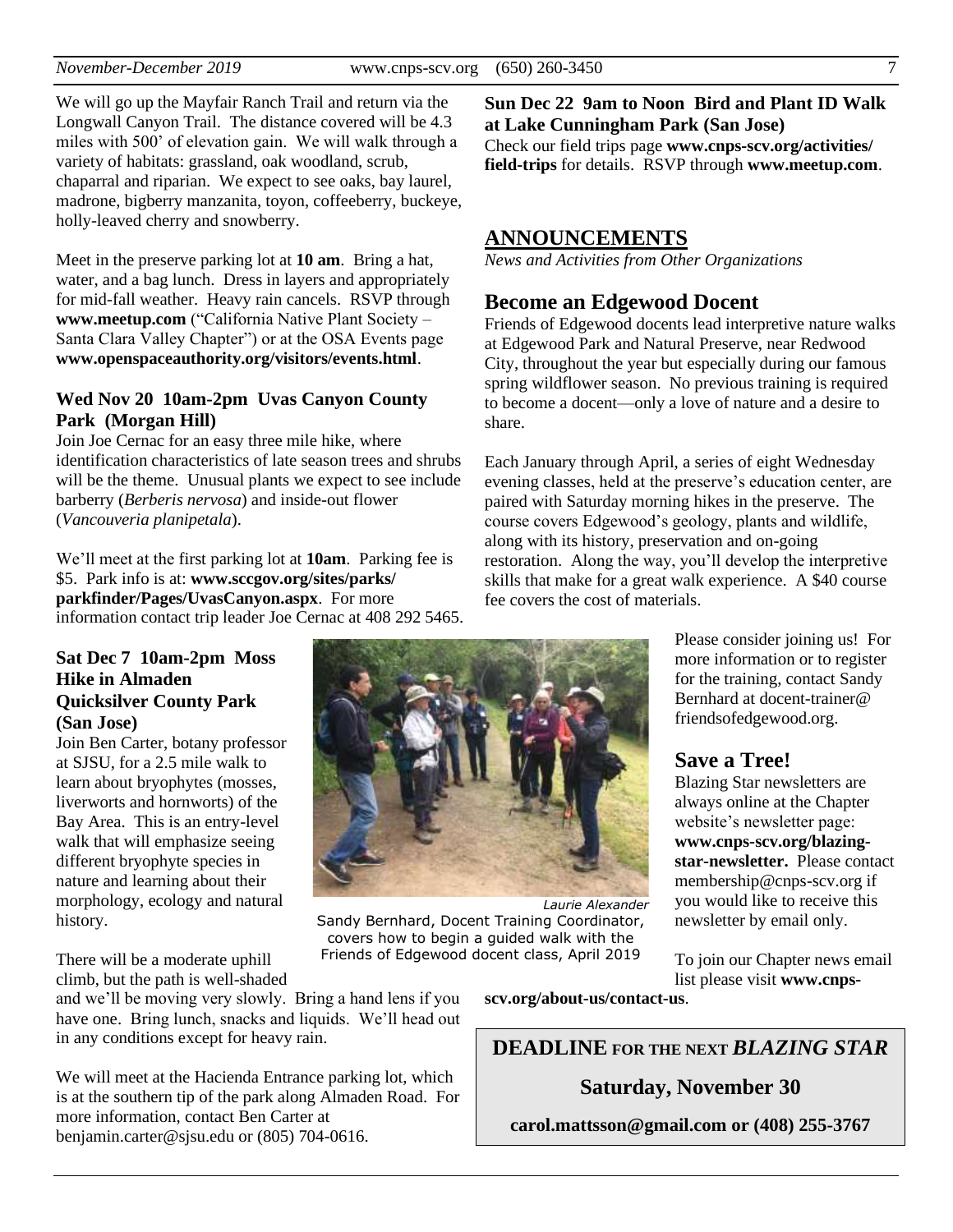We will go up the Mayfair Ranch Trail and return via the Longwall Canyon Trail. The distance covered will be 4.3 miles with 500' of elevation gain. We will walk through a variety of habitats: grassland, oak woodland, scrub, chaparral and riparian. We expect to see oaks, bay laurel, madrone, bigberry manzanita, toyon, coffeeberry, buckeye, holly-leaved cherry and snowberry.

Meet in the preserve parking lot at **10 am**. Bring a hat, water, and a bag lunch. Dress in layers and appropriately for mid-fall weather. Heavy rain cancels. RSVP through **www.meetup.com** ("California Native Plant Society – Santa Clara Valley Chapter") or at the OSA Events page **www.openspaceauthority.org/visitors/events.html**.

### Wed Nov 20 10am-2pm Uvas Canyon County Park (Morgan Hill)

Join Joe Cernac for an easy three mile hike, where identification characteristics of late season trees and shrubs will be the theme. Unusual plants we expect to see include barberry (*Berberis nervosa*) and inside-out flower (*Vancouveria planipetala*).

We'll meet at the first parking lot at **10am**. Parking fee is $5. Park info is at: **www.sccgov.org/sites/parks/parkfinder/Pages/UvasCanyon.aspx**. For more information contact trip leader Joe Cernac at 408 292 5465.

### Sat Dec 7 10am-2pm Moss Hike in Almaden Quicksilver County Park (San Jose)

Join Ben Carter, botany professor at SJSU, for a 2.5 mile walk to learn about bryophytes (mosses, liverworts and hornworts) of the Bay Area. This is an entry-level walk that will emphasize seeing different bryophyte species in nature and learning about their morphology, ecology and natural history.

There will be a moderate uphill climb, but the path is well-shaded and we'll be moving very slowly. Bring a hand lens if you have one. Bring lunch, snacks and liquids. We'll head out in any conditions except for heavy rain.

We will meet at the Hacienda Entrance parking lot, which is at the southern tip of the park along Almaden Road. For more information, contact Ben Carter at benjamin.carter@sjsu.edu or (805) 704-0616.

### Sun Dec 22 9am to Noon Bird and Plant ID Walk at Lake Cunningham Park (San Jose)

Check our field trips page **www.cnps-scv.org/activities/field-trips** for details. RSVP through **www.meetup.com**.

## ANNOUNCEMENTS

*News and Activities from Other Organizations*

### Become an Edgewood Docent

Friends of Edgewood docents lead interpretive nature walks at Edgewood Park and Natural Preserve, near Redwood City, throughout the year but especially during our famous spring wildflower season. No previous training is required to become a docent—only a love of nature and a desire to share.

Each January through April, a series of eight Wednesday evening classes, held at the preserve's education center, are paired with Saturday morning hikes in the preserve. The course covers Edgewood's geology, plants and wildlife, along with its history, preservation and on-going restoration. Along the way, you'll develop the interpretive skills that make for a great walk experience. A $40 course fee covers the cost of materials.

Please consider joining us! For more information or to register for the training, contact Sandy Bernhard at docent-trainer@friendsofedgewood.org.

*Laurie Alexander*

Sandy Bernhard, Docent Training Coordinator, covers how to begin a guided walk with the Friends of Edgewood docent class, April 2019

### Save a Tree!

Blazing Star newsletters are always online at the Chapter website's newsletter page: **www.cnps-scv.org/blazing-star-newsletter.** Please contact membership@cnps-scv.org if you would like to receive this newsletter by email only.

To join our Chapter news email list please visit **www.cnps-scv.org/about-us/contact-us**.

**DEADLINE FOR THE NEXT *BLAZING STAR***

**Saturday, November 30**

**carol.mattsson@gmail.com or (408) 255-3767**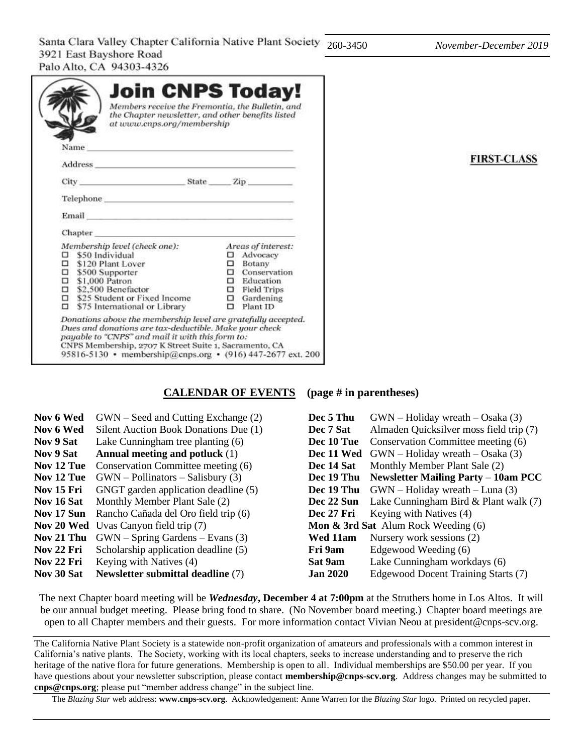Santa Clara Valley Chapter California Native Plant Society 260-3450
3921 East Bayshore Road
Palo Alto, CA 94303-4326

*November-December 2019*

**FIRST-CLASS**

## Join CNPS Today!

*Members receive the Fremontia, the Bulletin, and the Chapter newsletter, and other benefits listed at www.cnps.org/membership*

Name

Address

City State Zip

Telephone

Email

Chapter

*Membership level (check one):*

- ☐ $50 Individual
- ☐ $120 Plant Lover
- ☐ $500 Supporter
- ☐ $1,000 Patron
- ☐ $2,500 Benefactor
- ☐ $25 Student or Fixed Income
- ☐ $75 International or Library

*Areas of interest:*

- ☐ Advocacy
- ☐ Botany
- ☐ Conservation
- ☐ Education
- ☐ Field Trips
- ☐ Gardening
- ☐ Plant ID

*Donations above the membership level are gratefully accepted. Dues and donations are tax-deductible. Make your check payable to "CNPS" and mail it with this form to:*
CNPS Membership, 2707 K Street Suite 1, Sacramento, CA 95816-5130 • membership@cnps.org • (916) 447-2677 ext. 200

## CALENDAR OF EVENTS (page # in parentheses)

| | |
|---|---|
| **Nov 6 Wed** | GWN – Seed and Cutting Exchange (2) |
| **Nov 6 Wed** | Silent Auction Book Donations Due (1) |
| **Nov 9 Sat** | Lake Cunningham tree planting (6) |
| **Nov 9 Sat** | **Annual meeting and potluck** (1) |
| **Nov 12 Tue** | Conservation Committee meeting (6) |
| **Nov 12 Tue** | GWN – Pollinators – Salisbury (3) |
| **Nov 15 Fri** | GNGT garden application deadline (5) |
| **Nov 16 Sat** | Monthly Member Plant Sale (2) |
| **Nov 17 Sun** | Rancho Cañada del Oro field trip (6) |
| **Nov 20 Wed** | Uvas Canyon field trip (7) |
| **Nov 21 Thu** | GWN – Spring Gardens – Evans (3) |
| **Nov 22 Fri** | Scholarship application deadline (5) |
| **Nov 22 Fri** | Keying with Natives (4) |
| **Nov 30 Sat** | **Newsletter submittal deadline** (7) |
| **Dec 5 Thu** | GWN – Holiday wreath – Osaka (3) |
| **Dec 7 Sat** | Almaden Quicksilver moss field trip (7) |
| **Dec 10 Tue** | Conservation Committee meeting (6) |
| **Dec 11 Wed** | GWN – Holiday wreath – Osaka (3) |
| **Dec 14 Sat** | Monthly Member Plant Sale (2) |
| **Dec 19 Thu** | **Newsletter Mailing Party – 10am PCC** |
| **Dec 19 Thu** | GWN – Holiday wreath – Luna (3) |
| **Dec 22 Sun** | Lake Cunningham Bird & Plant walk (7) |
| **Dec 27 Fri** | Keying with Natives (4) |
| **Mon & 3rd Sat** | Alum Rock Weeding (6) |
| **Wed 11am** | Nursery work sessions (2) |
| **Fri 9am** | Edgewood Weeding (6) |
| **Sat 9am** | Lake Cunningham workdays (6) |
| **Jan 2020** | Edgewood Docent Training Starts (7) |

The next Chapter board meeting will be ***Wednesday*, December 4 at 7:00pm** at the Struthers home in Los Altos. It will be our annual budget meeting. Please bring food to share. (No November board meeting.) Chapter board meetings are open to all Chapter members and their guests. For more information contact Vivian Neou at president@cnps-scv.org.

The California Native Plant Society is a statewide non-profit organization of amateurs and professionals with a common interest in California's native plants. The Society, working with its local chapters, seeks to increase understanding and to preserve the rich heritage of the native flora for future generations. Membership is open to all. Individual memberships are $50.00 per year. If you have questions about your newsletter subscription, please contact **membership@cnps-scv.org**. Address changes may be submitted to **cnps@cnps.org**; please put "member address change" in the subject line.

The *Blazing Star* web address: **www.cnps-scv.org**. Acknowledgement: Anne Warren for the *Blazing Star* logo. Printed on recycled paper.